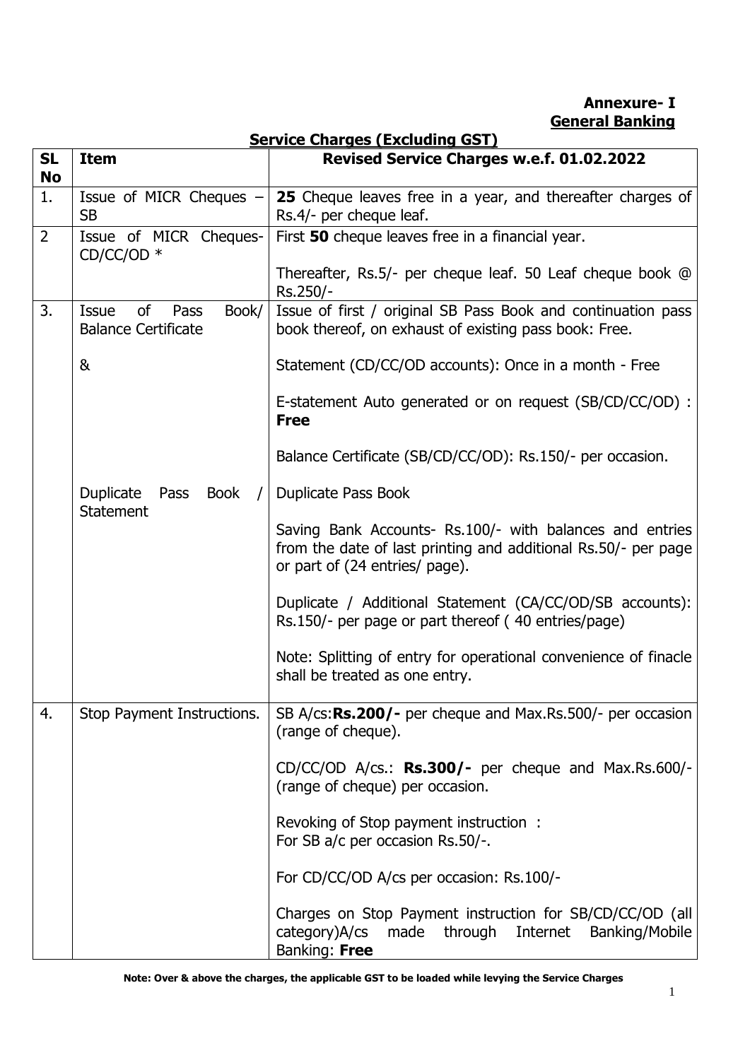**Annexure- I**
**General Banking**

**Service Charges (Excluding GST)**

| SL No | Item | Revised Service Charges w.e.f. 01.02.2022 |
|---|---|---|
| 1. | Issue of MICR Cheques – SB | **25** Cheque leaves free in a year, and thereafter charges of Rs.4/- per cheque leaf. |
| 2 | Issue of MICR Cheques- CD/CC/OD * | First **50** cheque leaves free in a financial year.<br><br>Thereafter, Rs.5/- per cheque leaf. 50 Leaf cheque book @ Rs.250/- |
| 3. | Issue of Pass Book/ Balance Certificate<br><br>&<br><br>Duplicate Pass Book / Statement | Issue of first / original SB Pass Book and continuation pass book thereof, on exhaust of existing pass book: Free.<br><br>Statement (CD/CC/OD accounts): Once in a month - Free<br><br>E-statement Auto generated or on request (SB/CD/CC/OD) : **Free**<br><br>Balance Certificate (SB/CD/CC/OD): Rs.150/- per occasion.<br><br>Duplicate Pass Book<br><br>Saving Bank Accounts- Rs.100/- with balances and entries from the date of last printing and additional Rs.50/- per page or part of (24 entries/ page).<br><br>Duplicate / Additional Statement (CA/CC/OD/SB accounts): Rs.150/- per page or part thereof ( 40 entries/page)<br><br>Note: Splitting of entry for operational convenience of finacle shall be treated as one entry. |
| 4. | Stop Payment Instructions. | SB A/cs:**Rs.200/-** per cheque and Max.Rs.500/- per occasion (range of cheque).<br><br>CD/CC/OD A/cs.: **Rs.300/-** per cheque and Max.Rs.600/- (range of cheque) per occasion.<br><br>Revoking of Stop payment instruction :<br>For SB a/c per occasion Rs.50/-.<br><br>For CD/CC/OD A/cs per occasion: Rs.100/-<br><br>Charges on Stop Payment instruction for SB/CD/CC/OD (all category)A/cs made through Internet Banking/Mobile Banking: **Free** |

**Note: Over & above the charges, the applicable GST to be loaded while levying the Service Charges**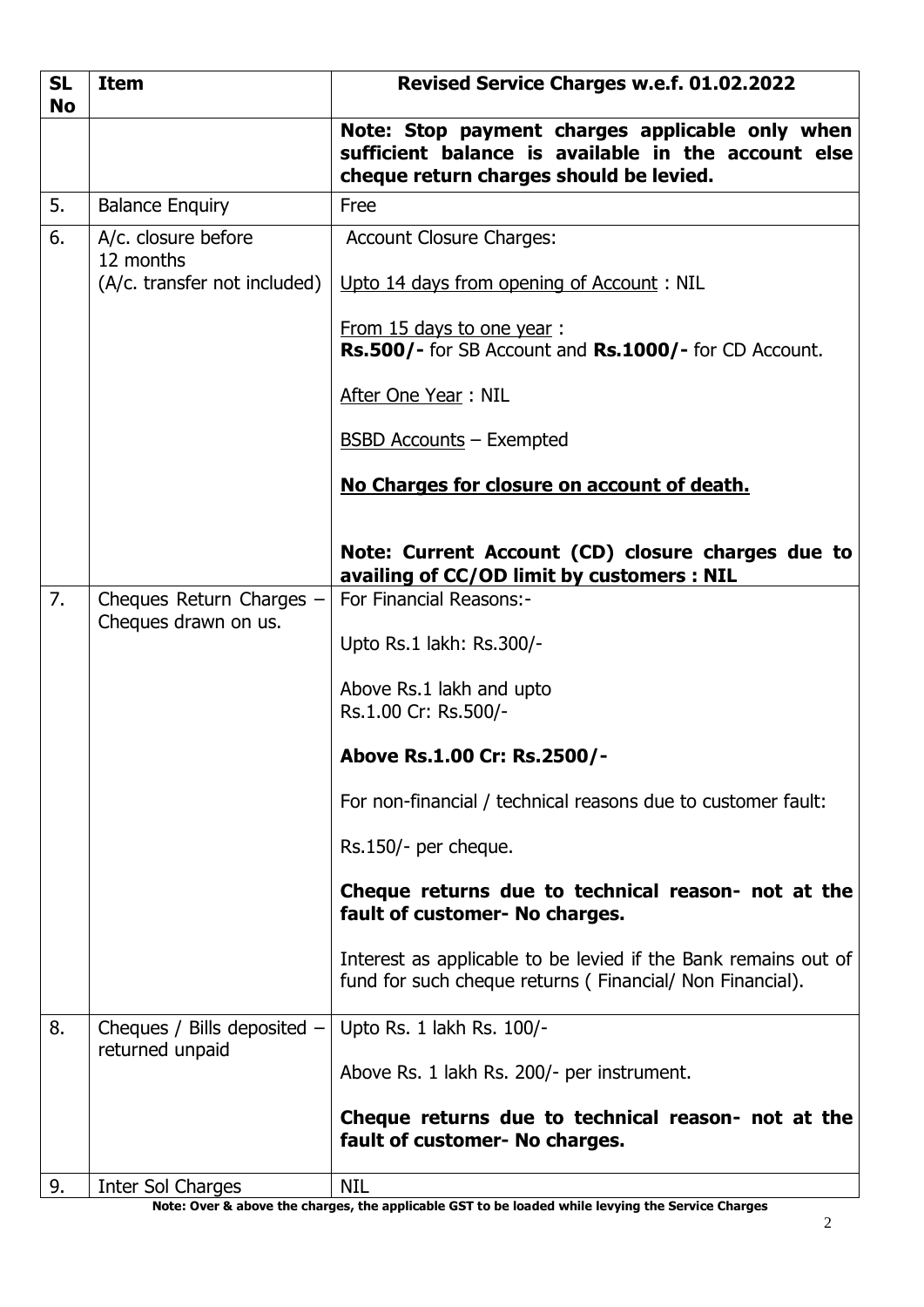| SL No | Item | Revised Service Charges w.e.f. 01.02.2022 |
|---|---|---|
| | | **Note: Stop payment charges applicable only when sufficient balance is available in the account else cheque return charges should be levied.** |
| 5. | Balance Enquiry | Free |
| 6. | A/c. closure before 12 months (A/c. transfer not included) | Account Closure Charges:<br><br>Upto 14 days from opening of Account : NIL<br><br>From 15 days to one year :<br>**Rs.500/-** for SB Account and **Rs.1000/-** for CD Account.<br><br>After One Year : NIL<br><br>BSBD Accounts – Exempted<br><br>**No Charges for closure on account of death.**<br><br>**Note: Current Account (CD) closure charges due to availing of CC/OD limit by customers : NIL** |
| 7. | Cheques Return Charges – Cheques drawn on us. | For Financial Reasons:-<br><br>Upto Rs.1 lakh: Rs.300/-<br><br>Above Rs.1 lakh and upto Rs.1.00 Cr: Rs.500/-<br><br>**Above Rs.1.00 Cr: Rs.2500/-**<br><br>For non-financial / technical reasons due to customer fault:<br><br>Rs.150/- per cheque.<br><br>**Cheque returns due to technical reason- not at the fault of customer- No charges.**<br><br>Interest as applicable to be levied if the Bank remains out of fund for such cheque returns ( Financial/ Non Financial). |
| 8. | Cheques / Bills deposited – returned unpaid | Upto Rs. 1 lakh Rs. 100/-<br><br>Above Rs. 1 lakh Rs. 200/- per instrument.<br><br>**Cheque returns due to technical reason- not at the fault of customer- No charges.** |
| 9. | Inter Sol Charges | NIL |

**Note: Over & above the charges, the applicable GST to be loaded while levying the Service Charges**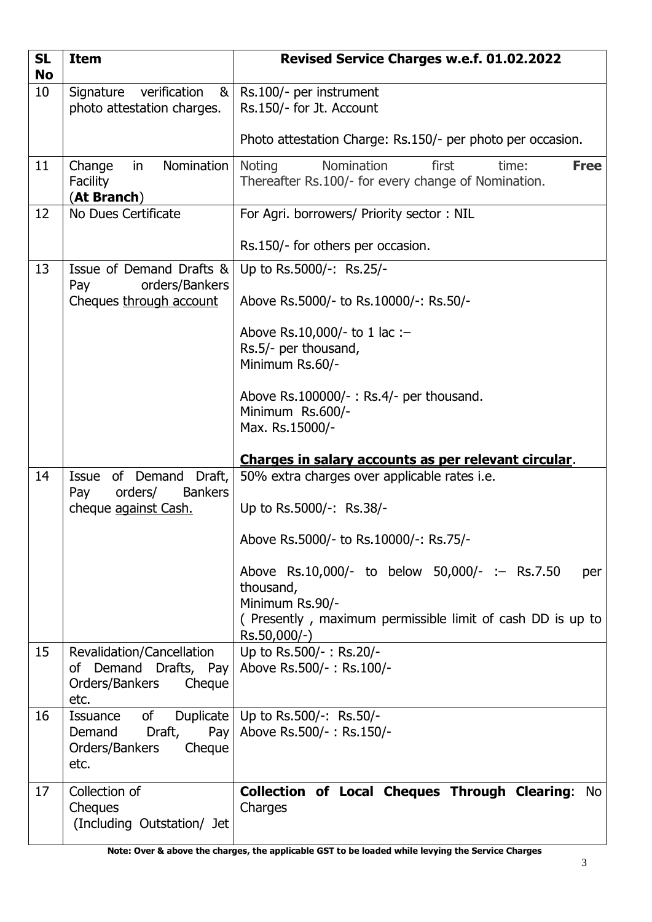| SL No | Item | Revised Service Charges w.e.f. 01.02.2022 |
|---|---|---|
| 10 | Signature verification & photo attestation charges. | Rs.100/- per instrument<br>Rs.150/- for Jt. Account<br><br>Photo attestation Charge: Rs.150/- per photo per occasion. |
| 11 | Change in Nomination Facility<br>(**At Branch**) | Noting Nomination first time: **Free**<br>Thereafter Rs.100/- for every change of Nomination. |
| 12 | No Dues Certificate | For Agri. borrowers/ Priority sector : NIL<br><br>Rs.150/- for others per occasion. |
| 13 | Issue of Demand Drafts & Pay orders/Bankers Cheques <u>through account</u> | Up to Rs.5000/-: Rs.25/-<br><br>Above Rs.5000/- to Rs.10000/-: Rs.50/-<br><br>Above Rs.10,000/- to 1 lac :–<br>Rs.5/- per thousand,<br>Minimum Rs.60/-<br><br>Above Rs.100000/- : Rs.4/- per thousand.<br>Minimum Rs.600/-<br>Max. Rs.15000/-<br><br>**<u>Charges in salary accounts as per relevant circular</u>**. |
| 14 | Issue of Demand Draft, Pay orders/ Bankers cheque <u>against Cash.</u> | 50% extra charges over applicable rates i.e.<br><br>Up to Rs.5000/-: Rs.38/-<br><br>Above Rs.5000/- to Rs.10000/-: Rs.75/-<br><br>Above Rs.10,000/- to below 50,000/- :– Rs.7.50 per thousand,<br>Minimum Rs.90/-<br>( Presently , maximum permissible limit of cash DD is up to Rs.50,000/-) |
| 15 | Revalidation/Cancellation of Demand Drafts, Pay Orders/Bankers Cheque etc. | Up to Rs.500/- : Rs.20/-<br>Above Rs.500/- : Rs.100/- |
| 16 | Issuance of Duplicate Demand Draft, Pay Orders/Bankers Cheque etc. | Up to Rs.500/-: Rs.50/-<br>Above Rs.500/- : Rs.150/- |
| 17 | Collection of Cheques<br>(Including Outstation/ Jet | **Collection of Local Cheques Through Clearing**: No Charges |

**Note: Over & above the charges, the applicable GST to be loaded while levying the Service Charges**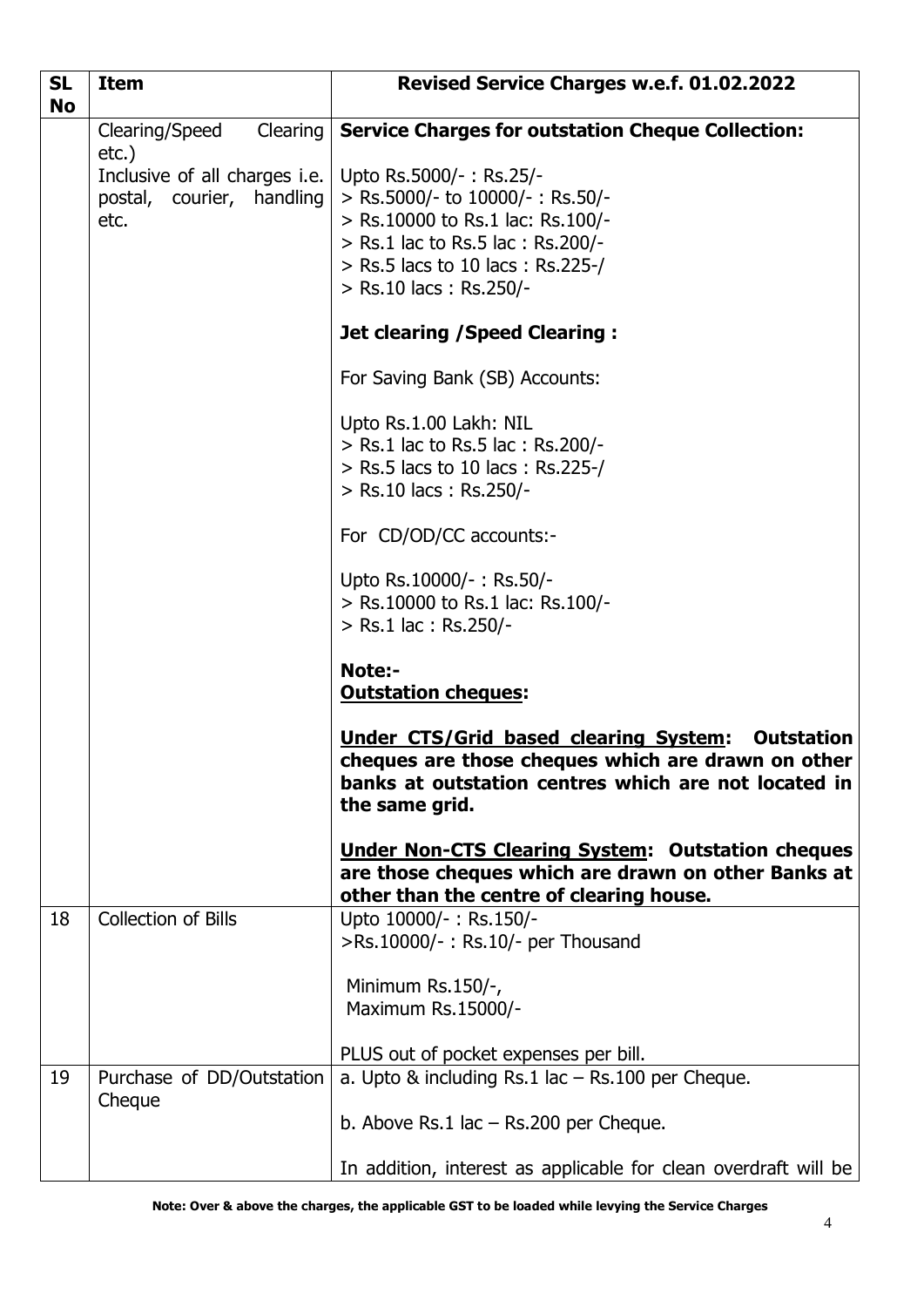| SL No | Item | Revised Service Charges w.e.f. 01.02.2022 |
|---|---|---|
| | Clearing/Speed Clearing etc.)<br><br>Inclusive of all charges i.e. postal, courier, handling etc. | **Service Charges for outstation Cheque Collection:**<br><br>Upto Rs.5000/- : Rs.25/-<br>> Rs.5000/- to 10000/- : Rs.50/-<br>> Rs.10000 to Rs.1 lac: Rs.100/-<br>> Rs.1 lac to Rs.5 lac : Rs.200/-<br>> Rs.5 lacs to 10 lacs : Rs.225-/<br>> Rs.10 lacs : Rs.250/-<br><br>**Jet clearing /Speed Clearing :**<br><br>For Saving Bank (SB) Accounts:<br><br>Upto Rs.1.00 Lakh: NIL<br>> Rs.1 lac to Rs.5 lac : Rs.200/-<br>> Rs.5 lacs to 10 lacs : Rs.225-/<br>> Rs.10 lacs : Rs.250/-<br><br>For CD/OD/CC accounts:-<br><br>Upto Rs.10000/- : Rs.50/-<br>> Rs.10000 to Rs.1 lac: Rs.100/-<br>> Rs.1 lac : Rs.250/-<br><br>**Note:-**<br>**<u>Outstation cheques</u>:**<br><br>**<u>Under CTS/Grid based clearing System</u>: Outstation cheques are those cheques which are drawn on other banks at outstation centres which are not located in the same grid.**<br><br>**<u>Under Non-CTS Clearing System</u>: Outstation cheques are those cheques which are drawn on other Banks at other than the centre of clearing house.** |
| 18 | Collection of Bills | Upto 10000/- : Rs.150/-<br>>Rs.10000/- : Rs.10/- per Thousand<br><br>Minimum Rs.150/-,<br>Maximum Rs.15000/-<br><br>PLUS out of pocket expenses per bill. |
| 19 | Purchase of DD/Outstation Cheque | a. Upto & including Rs.1 lac – Rs.100 per Cheque.<br><br>b. Above Rs.1 lac – Rs.200 per Cheque.<br><br>In addition, interest as applicable for clean overdraft will be |

**Note: Over & above the charges, the applicable GST to be loaded while levying the Service Charges**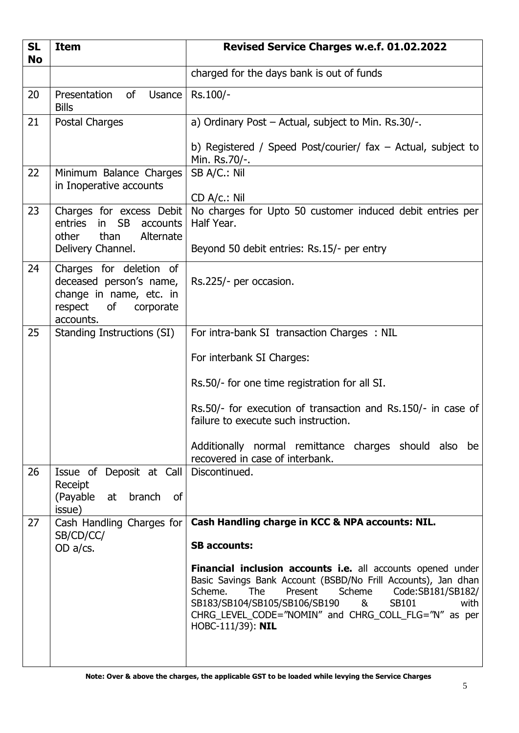| SL No | Item | Revised Service Charges w.e.f. 01.02.2022 |
|---|---|---|
| | | charged for the days bank is out of funds |
| 20 | Presentation of Usance Bills | Rs.100/- |
| 21 | Postal Charges | a) Ordinary Post – Actual, subject to Min. Rs.30/-.<br><br>b) Registered / Speed Post/courier/ fax – Actual, subject to Min. Rs.70/-. |
| 22 | Minimum Balance Charges in Inoperative accounts | SB A/C.: Nil<br><br>CD A/c.: Nil |
| 23 | Charges for excess Debit entries in SB accounts other than Alternate Delivery Channel. | No charges for Upto 50 customer induced debit entries per Half Year.<br><br>Beyond 50 debit entries: Rs.15/- per entry |
| 24 | Charges for deletion of deceased person's name, change in name, etc. in respect of corporate accounts. | Rs.225/- per occasion. |
| 25 | Standing Instructions (SI) | For intra-bank SI transaction Charges : NIL<br><br>For interbank SI Charges:<br><br>Rs.50/- for one time registration for all SI.<br><br>Rs.50/- for execution of transaction and Rs.150/- in case of failure to execute such instruction.<br><br>Additionally normal remittance charges should also be recovered in case of interbank. |
| 26 | Issue of Deposit at Call Receipt (Payable at branch of issue) | Discontinued. |
| 27 | Cash Handling Charges for SB/CD/CC/ OD a/cs. | **Cash Handling charge in KCC & NPA accounts: NIL.**<br><br>**SB accounts:**<br><br>**Financial inclusion accounts i.e.** all accounts opened under Basic Savings Bank Account (BSBD/No Frill Accounts), Jan dhan Scheme. The Present Scheme Code:SB181/SB182/ SB183/SB104/SB105/SB106/SB190 & SB101 with CHRG_LEVEL_CODE="NOMIN" and CHRG_COLL_FLG="N" as per HOBC-111/39): **NIL** |

**Note: Over & above the charges, the applicable GST to be loaded while levying the Service Charges**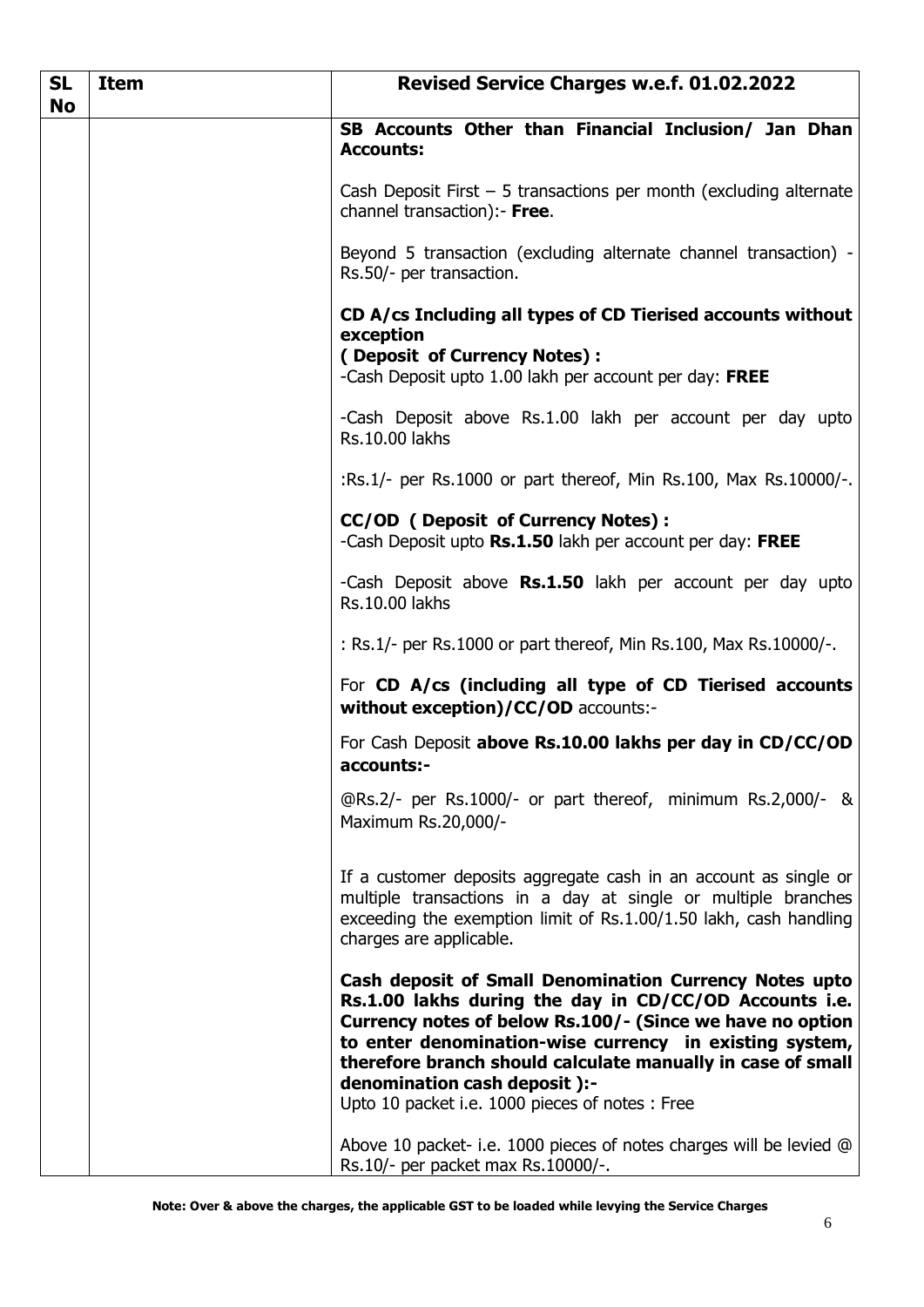| SL No | Item | Revised Service Charges w.e.f. 01.02.2022 |
|---|---|---|
| | | **SB Accounts Other than Financial Inclusion/ Jan Dhan Accounts:**<br><br>Cash Deposit First – 5 transactions per month (excluding alternate channel transaction):- **Free**.<br><br>Beyond 5 transaction (excluding alternate channel transaction) - Rs.50/- per transaction.<br><br>**CD A/cs Including all types of CD Tierised accounts without exception**<br>**( Deposit of Currency Notes) :**<br>-Cash Deposit upto 1.00 lakh per account per day: **FREE**<br><br>-Cash Deposit above Rs.1.00 lakh per account per day upto Rs.10.00 lakhs<br><br>:Rs.1/- per Rs.1000 or part thereof, Min Rs.100, Max Rs.10000/-.<br><br>**CC/OD ( Deposit of Currency Notes) :**<br>-Cash Deposit upto **Rs.1.50** lakh per account per day: **FREE**<br><br>-Cash Deposit above **Rs.1.50** lakh per account per day upto Rs.10.00 lakhs<br><br>: Rs.1/- per Rs.1000 or part thereof, Min Rs.100, Max Rs.10000/-.<br><br>For **CD A/cs (including all type of CD Tierised accounts without exception)/CC/OD** accounts:-<br><br>For Cash Deposit **above Rs.10.00 lakhs per day in CD/CC/OD accounts:-**<br><br>@Rs.2/- per Rs.1000/- or part thereof, minimum Rs.2,000/- & Maximum Rs.20,000/-<br><br>If a customer deposits aggregate cash in an account as single or multiple transactions in a day at single or multiple branches exceeding the exemption limit of Rs.1.00/1.50 lakh, cash handling charges are applicable.<br><br>**Cash deposit of Small Denomination Currency Notes upto Rs.1.00 lakhs during the day in CD/CC/OD Accounts i.e. Currency notes of below Rs.100/- (Since we have no option to enter denomination-wise currency in existing system, therefore branch should calculate manually in case of small denomination cash deposit ):-**<br>Upto 10 packet i.e. 1000 pieces of notes : Free<br><br>Above 10 packet- i.e. 1000 pieces of notes charges will be levied @ Rs.10/- per packet max Rs.10000/-. |

**Note: Over & above the charges, the applicable GST to be loaded while levying the Service Charges**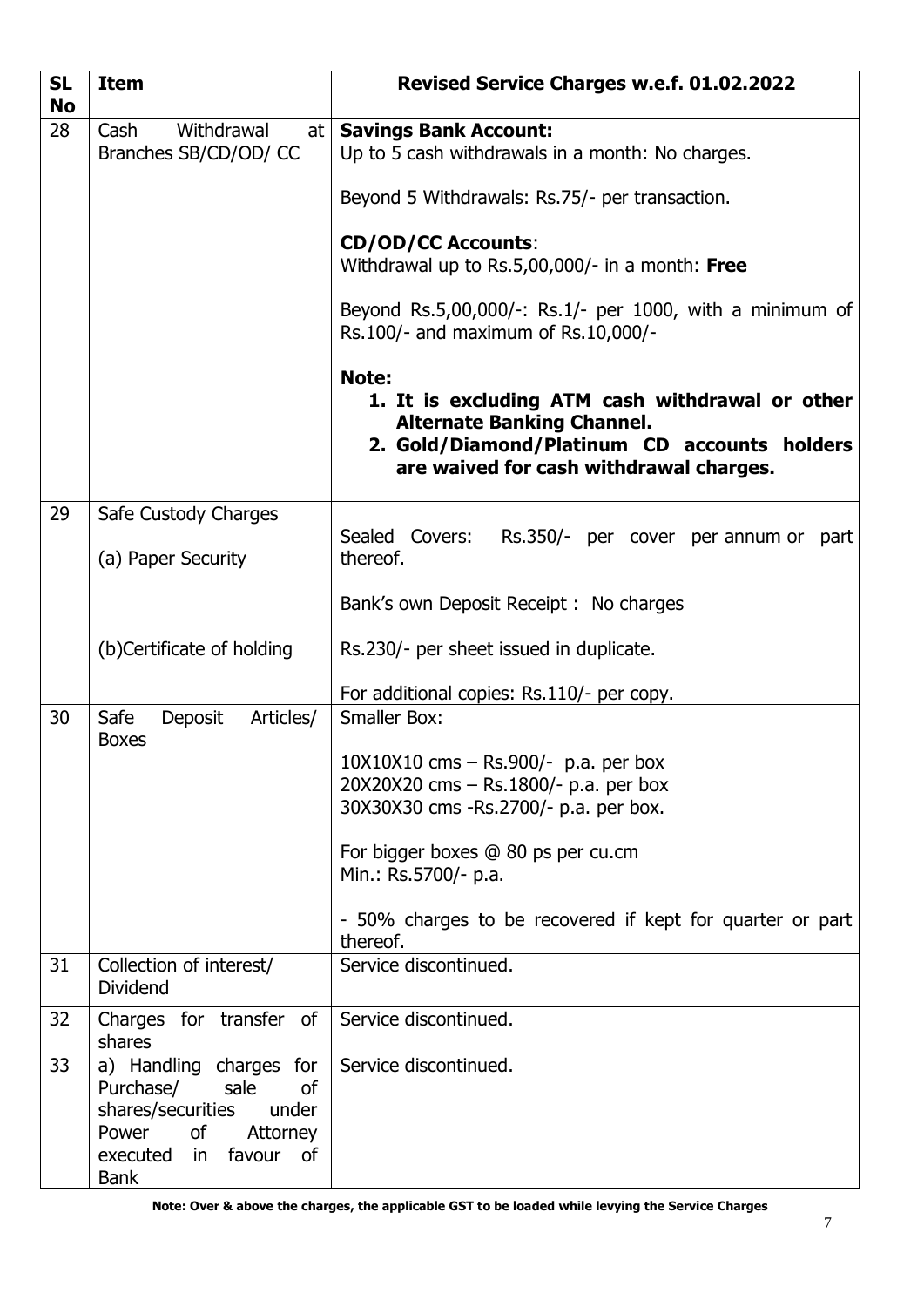| SL No | Item | Revised Service Charges w.e.f. 01.02.2022 |
|---|---|---|
| 28 | Cash Withdrawal at Branches SB/CD/OD/ CC | **Savings Bank Account:**<br>Up to 5 cash withdrawals in a month: No charges.<br><br>Beyond 5 Withdrawals: Rs.75/- per transaction.<br><br>**CD/OD/CC Accounts**:<br>Withdrawal up to Rs.5,00,000/- in a month: **Free**<br><br>Beyond Rs.5,00,000/-: Rs.1/- per 1000, with a minimum of Rs.100/- and maximum of Rs.10,000/-<br><br>**Note:**<br>**1. It is excluding ATM cash withdrawal or other Alternate Banking Channel.**<br>**2. Gold/Diamond/Platinum CD accounts holders are waived for cash withdrawal charges.** |
| 29 | Safe Custody Charges<br><br>(a) Paper Security<br><br><br><br>(b)Certificate of holding | Sealed Covers: Rs.350/- per cover per annum or part thereof.<br><br>Bank's own Deposit Receipt : No charges<br><br>Rs.230/- per sheet issued in duplicate.<br><br>For additional copies: Rs.110/- per copy. |
| 30 | Safe Deposit Articles/ Boxes | Smaller Box:<br><br>10X10X10 cms – Rs.900/- p.a. per box<br>20X20X20 cms – Rs.1800/- p.a. per box<br>30X30X30 cms -Rs.2700/- p.a. per box.<br><br>For bigger boxes @ 80 ps per cu.cm<br>Min.: Rs.5700/- p.a.<br><br>- 50% charges to be recovered if kept for quarter or part thereof. |
| 31 | Collection of interest/ Dividend | Service discontinued. |
| 32 | Charges for transfer of shares | Service discontinued. |
| 33 | a) Handling charges for Purchase/ sale of shares/securities under Power of Attorney executed in favour of Bank | Service discontinued. |

**Note: Over & above the charges, the applicable GST to be loaded while levying the Service Charges**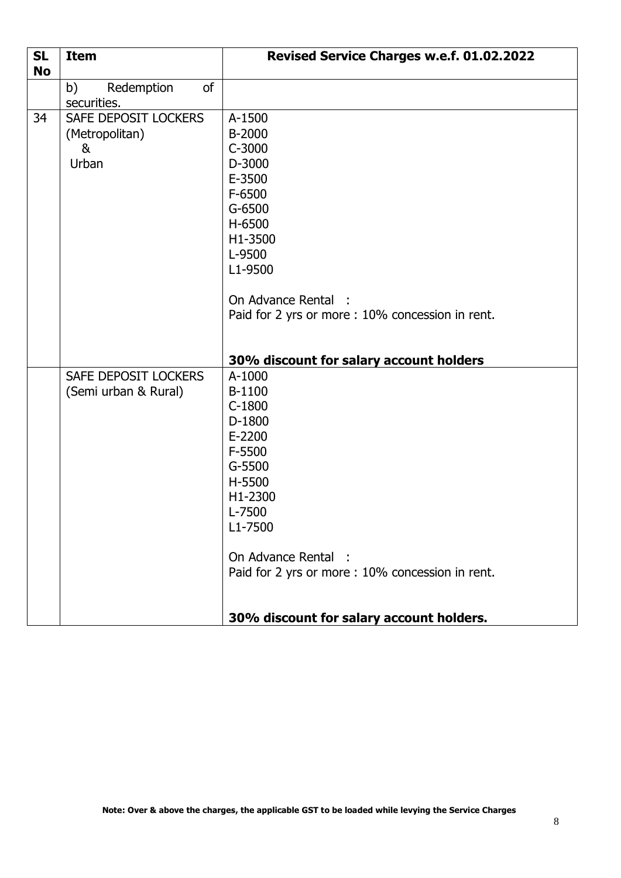| SL No | Item | Revised Service Charges w.e.f. 01.02.2022 |
|---|---|---|
| | b) Redemption of securities. | |
| 34 | SAFE DEPOSIT LOCKERS (Metropolitan) & Urban | A-1500<br>B-2000<br>C-3000<br>D-3000<br>E-3500<br>F-6500<br>G-6500<br>H-6500<br>H1-3500<br>L-9500<br>L1-9500<br><br>On Advance Rental :<br>Paid for 2 yrs or more : 10% concession in rent.<br><br>**30% discount for salary account holders** |
| | SAFE DEPOSIT LOCKERS (Semi urban & Rural) | A-1000<br>B-1100<br>C-1800<br>D-1800<br>E-2200<br>F-5500<br>G-5500<br>H-5500<br>H1-2300<br>L-7500<br>L1-7500<br><br>On Advance Rental :<br>Paid for 2 yrs or more : 10% concession in rent.<br><br>**30% discount for salary account holders.** |

**Note: Over & above the charges, the applicable GST to be loaded while levying the Service Charges**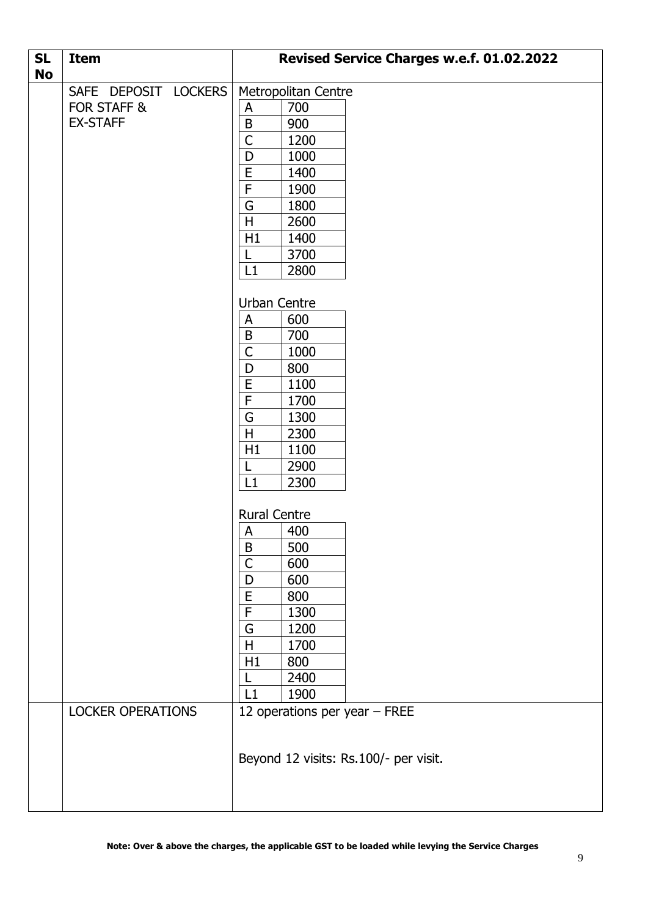| SL No | Item | Revised Service Charges w.e.f. 01.02.2022 |
|---|---|---|
| | SAFE DEPOSIT LOCKERS FOR STAFF & EX-STAFF | Metropolitan Centre<br><br>A – 700<br>B – 900<br>C – 1200<br>D – 1000<br>E – 1400<br>F – 1900<br>G – 1800<br>H – 2600<br>H1 – 1400<br>L – 3700<br>L1 – 2800<br><br>Urban Centre<br><br>A – 600<br>B – 700<br>C – 1000<br>D – 800<br>E – 1100<br>F – 1700<br>G – 1300<br>H – 2300<br>H1 – 1100<br>L – 2900<br>L1 – 2300<br><br>Rural Centre<br><br>A – 400<br>B – 500<br>C – 600<br>D – 600<br>E – 800<br>F – 1300<br>G – 1200<br>H – 1700<br>H1 – 800<br>L – 2400<br>L1 – 1900 |
| | LOCKER OPERATIONS | 12 operations per year – FREE<br><br>Beyond 12 visits: Rs.100/- per visit. |

**Note: Over & above the charges, the applicable GST to be loaded while levying the Service Charges**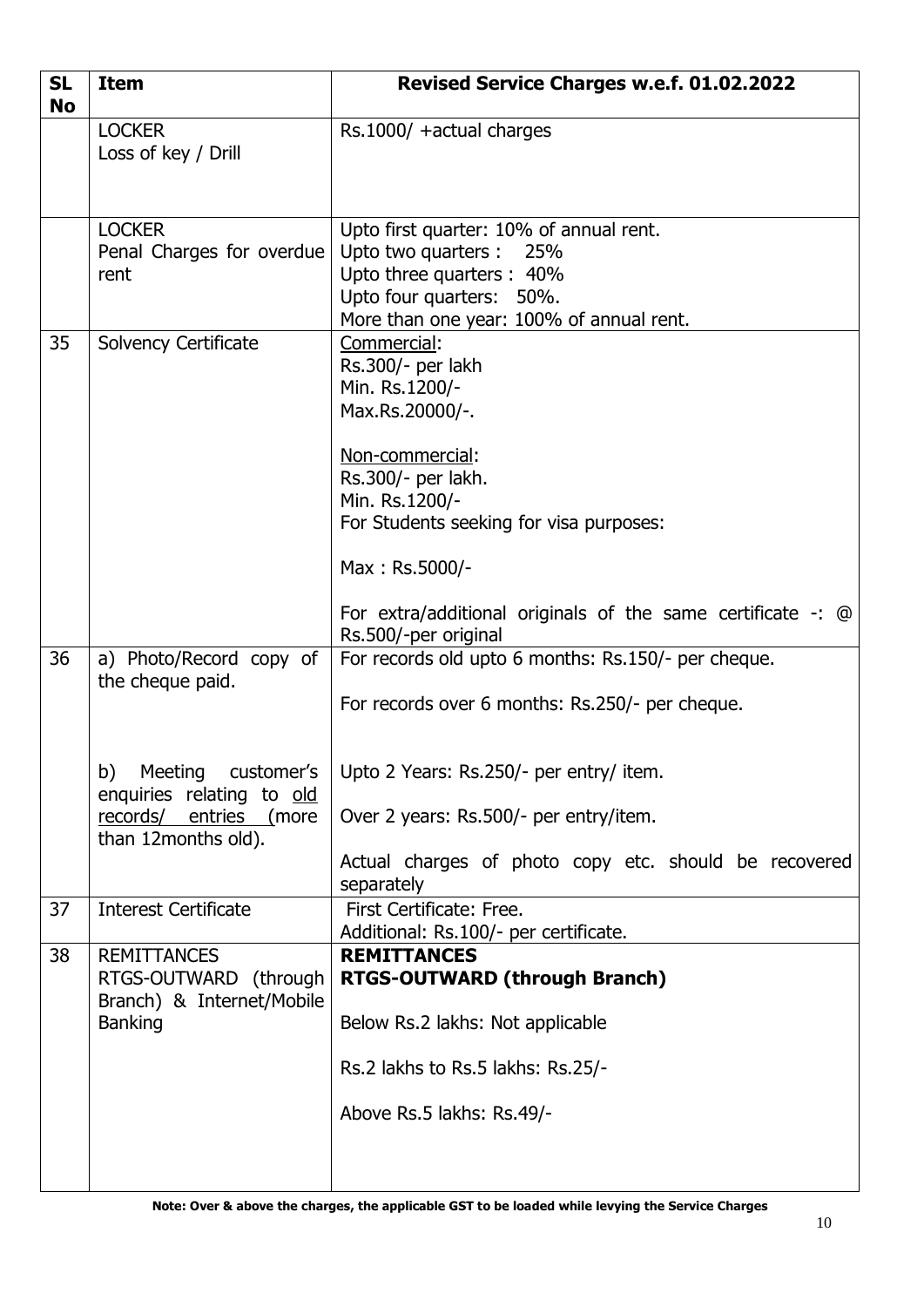| SL No | Item | Revised Service Charges w.e.f. 01.02.2022 |
|---|---|---|
| | LOCKER<br>Loss of key / Drill | Rs.1000/ +actual charges |
| | LOCKER<br>Penal Charges for overdue rent | Upto first quarter: 10% of annual rent.<br>Upto two quarters : 25%<br>Upto three quarters : 40%<br>Upto four quarters: 50%.<br>More than one year: 100% of annual rent. |
| 35 | Solvency Certificate | <u>Commercial</u>:<br>Rs.300/- per lakh<br>Min. Rs.1200/-<br>Max.Rs.20000/-.<br><br><u>Non-commercial</u>:<br>Rs.300/- per lakh.<br>Min. Rs.1200/-<br>For Students seeking for visa purposes:<br><br>Max : Rs.5000/-<br><br>For extra/additional originals of the same certificate -: @ Rs.500/-per original |
| 36 | a) Photo/Record copy of the cheque paid. | For records old upto 6 months: Rs.150/- per cheque.<br><br>For records over 6 months: Rs.250/- per cheque. |
| | b) Meeting customer's enquiries relating to <u>old records/ entries</u> (more than 12months old). | Upto 2 Years: Rs.250/- per entry/ item.<br><br>Over 2 years: Rs.500/- per entry/item.<br><br>Actual charges of photo copy etc. should be recovered separately |
| 37 | Interest Certificate | First Certificate: Free.<br>Additional: Rs.100/- per certificate. |
| 38 | REMITTANCES<br>RTGS-OUTWARD (through Branch) & Internet/Mobile Banking | **REMITTANCES**<br>**RTGS-OUTWARD (through Branch)**<br><br>Below Rs.2 lakhs: Not applicable<br><br>Rs.2 lakhs to Rs.5 lakhs: Rs.25/-<br><br>Above Rs.5 lakhs: Rs.49/- |

**Note: Over & above the charges, the applicable GST to be loaded while levying the Service Charges**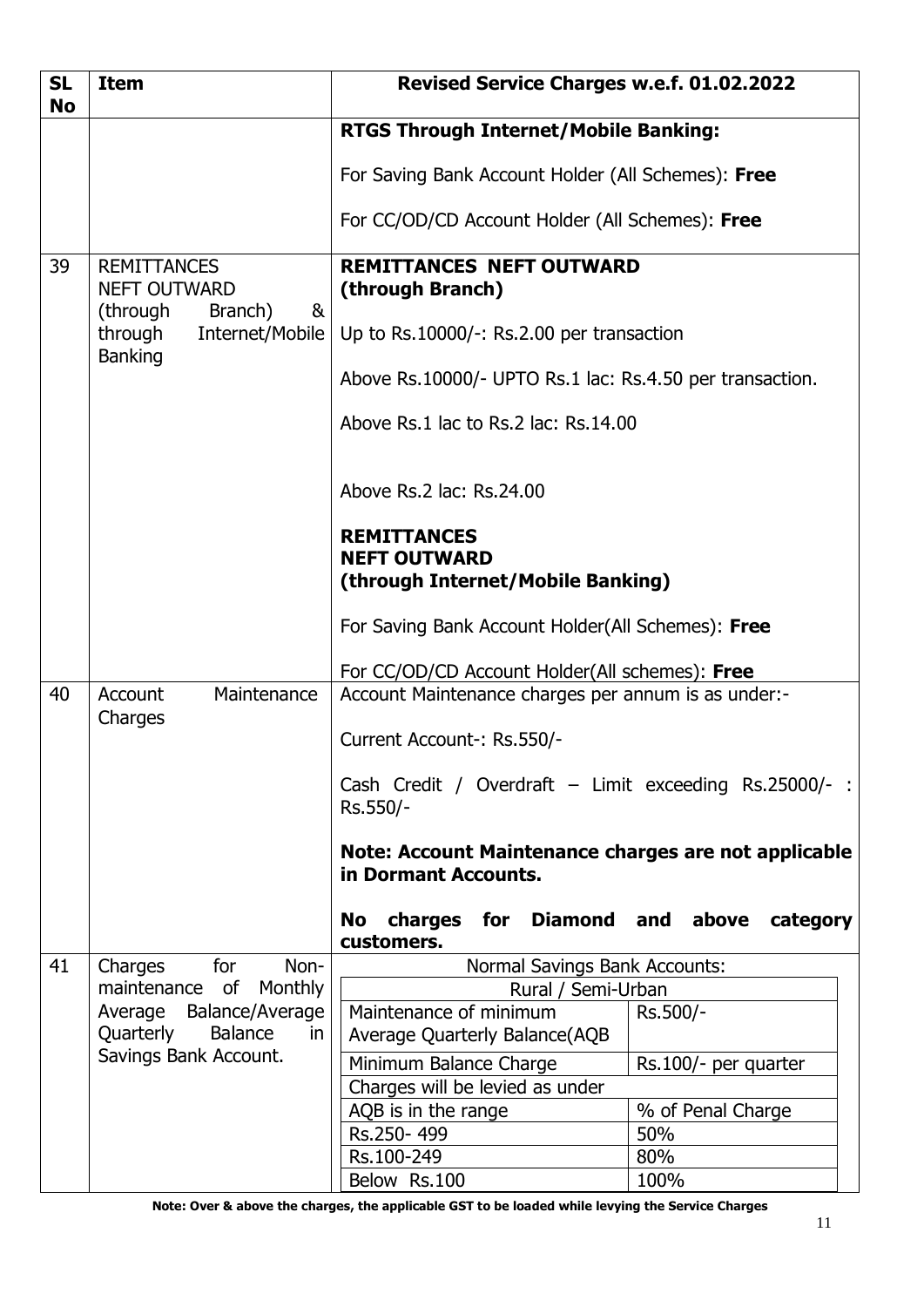| SL No | Item | Revised Service Charges w.e.f. 01.02.2022 |
|---|---|---|
| | | **RTGS Through Internet/Mobile Banking:**<br><br>For Saving Bank Account Holder (All Schemes): **Free**<br><br>For CC/OD/CD Account Holder (All Schemes): **Free** |
| 39 | REMITTANCES NEFT OUTWARD (through Branch) & through Internet/Mobile Banking | **REMITTANCES NEFT OUTWARD (through Branch)**<br><br>Up to Rs.10000/-: Rs.2.00 per transaction<br><br>Above Rs.10000/- UPTO Rs.1 lac: Rs.4.50 per transaction.<br><br>Above Rs.1 lac to Rs.2 lac: Rs.14.00<br><br>Above Rs.2 lac: Rs.24.00<br><br>**REMITTANCES NEFT OUTWARD (through Internet/Mobile Banking)**<br><br>For Saving Bank Account Holder(All Schemes): **Free**<br><br>For CC/OD/CD Account Holder(All schemes): **Free** |
| 40 | Account Maintenance Charges | Account Maintenance charges per annum is as under:-<br><br>Current Account-: Rs.550/-<br><br>Cash Credit / Overdraft – Limit exceeding Rs.25000/- : Rs.550/-<br><br>**Note: Account Maintenance charges are not applicable in Dormant Accounts.**<br><br>**No charges for Diamond and above category customers.** |
| 41 | Charges for Non-maintenance of Monthly Average Balance/Average Quarterly Balance in Savings Bank Account. | Normal Savings Bank Accounts:<br>Rural / Semi-Urban<br>Maintenance of minimum Average Quarterly Balance(AQB: Rs.500/-<br>Minimum Balance Charge: Rs.100/- per quarter<br>Charges will be levied as under<br>AQB is in the range — % of Penal Charge<br>Rs.250- 499 — 50%<br>Rs.100-249 — 80%<br>Below Rs.100 — 100% |

**Note: Over & above the charges, the applicable GST to be loaded while levying the Service Charges**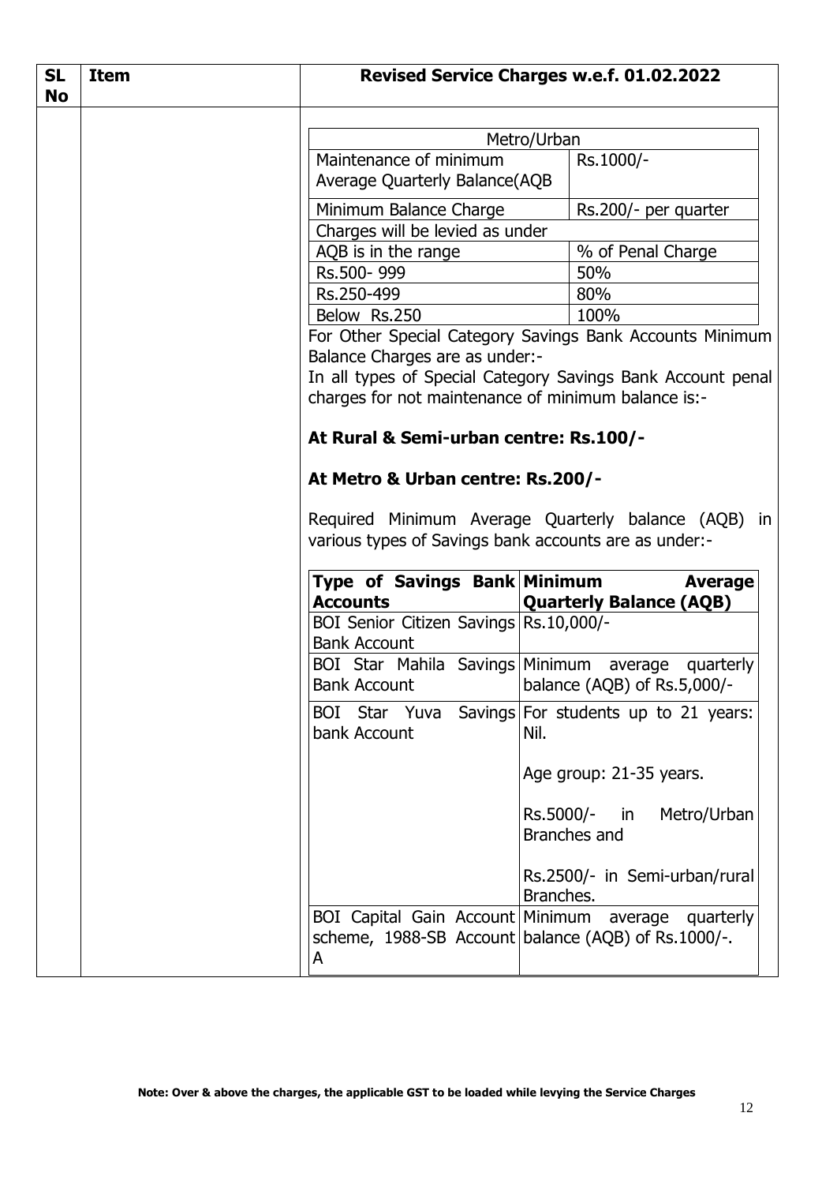| SL No | Item | Revised Service Charges w.e.f. 01.02.2022 |
|---|---|---|
| | | |

| Metro/Urban | |
|---|---|
| Maintenance of minimum Average Quarterly Balance(AQB | Rs.1000/- |
| Minimum Balance Charge | Rs.200/- per quarter |
| Charges will be levied as under | |
| AQB is in the range | % of Penal Charge |
| Rs.500- 999 | 50% |
| Rs.250-499 | 80% |
| Below Rs.250 | 100% |

For Other Special Category Savings Bank Accounts Minimum Balance Charges are as under:-

In all types of Special Category Savings Bank Account penal charges for not maintenance of minimum balance is:-

**At Rural & Semi-urban centre: Rs.100/-**

**At Metro & Urban centre: Rs.200/-**

Required Minimum Average Quarterly balance (AQB) in various types of Savings bank accounts are as under:-

| Type of Savings Bank Accounts | Minimum Average Quarterly Balance (AQB) |
|---|---|
| BOI Senior Citizen Savings Bank Account | Rs.10,000/- |
| BOI Star Mahila Savings Bank Account | Minimum average quarterly balance (AQB) of Rs.5,000/- |
| BOI Star Yuva Savings bank Account | For students up to 21 years: Nil.<br><br>Age group: 21-35 years.<br><br>Rs.5000/- in Metro/Urban Branches and<br><br>Rs.2500/- in Semi-urban/rural Branches. |
| BOI Capital Gain Account scheme, 1988-SB Account A | Minimum average quarterly balance (AQB) of Rs.1000/-. |

**Note: Over & above the charges, the applicable GST to be loaded while levying the Service Charges**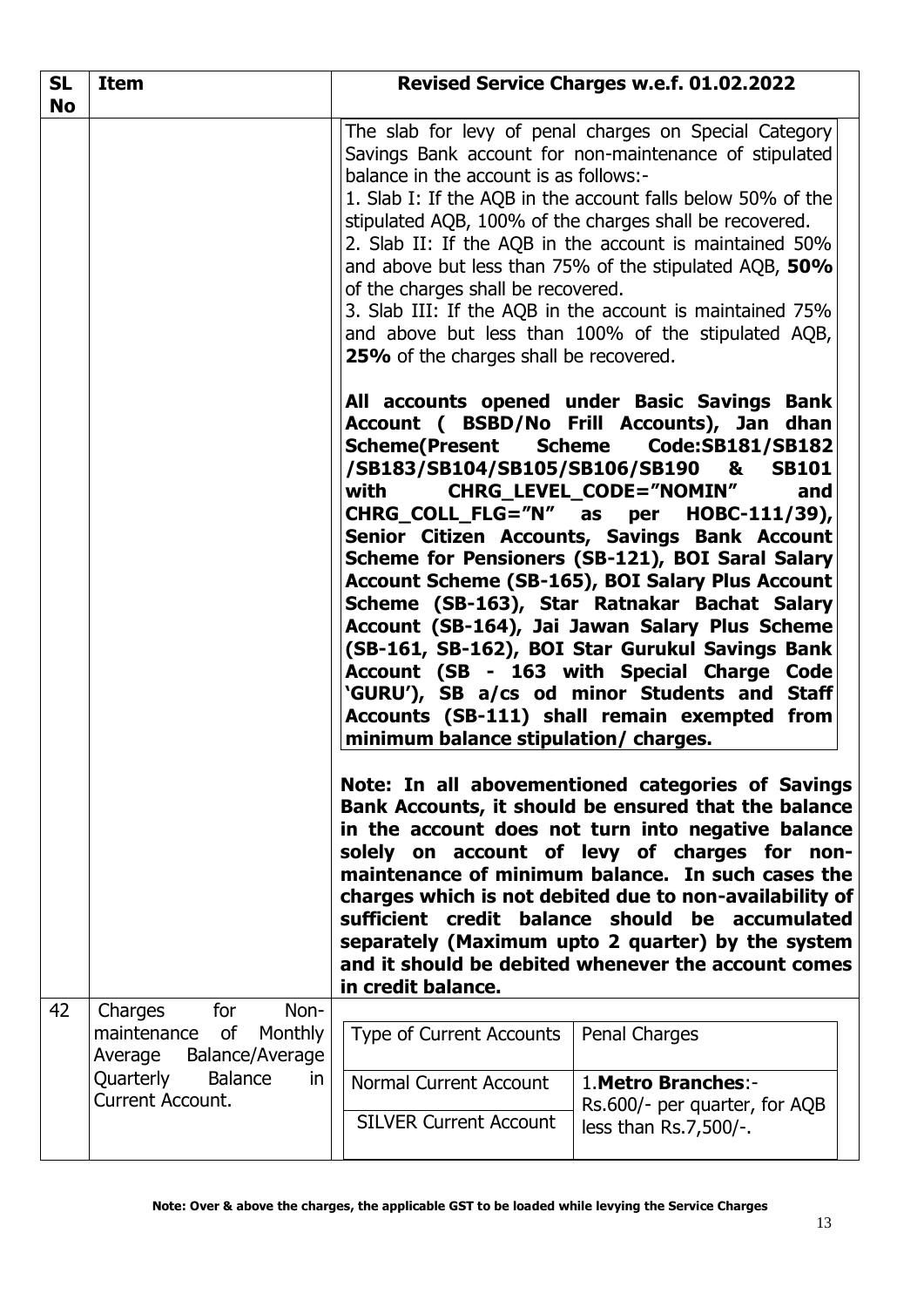| SL No | Item | Revised Service Charges w.e.f. 01.02.2022 |
|---|---|---|
| | | The slab for levy of penal charges on Special Category Savings Bank account for non-maintenance of stipulated balance in the account is as follows:-<br>1. Slab I: If the AQB in the account falls below 50% of the stipulated AQB, 100% of the charges shall be recovered.<br>2. Slab II: If the AQB in the account is maintained 50% and above but less than 75% of the stipulated AQB, **50%** of the charges shall be recovered.<br>3. Slab III: If the AQB in the account is maintained 75% and above but less than 100% of the stipulated AQB, **25%** of the charges shall be recovered.<br><br>**All accounts opened under Basic Savings Bank Account ( BSBD/No Frill Accounts), Jan dhan Scheme(Present Scheme Code:SB181/SB182 /SB183/SB104/SB105/SB106/SB190 & SB101 with CHRG_LEVEL_CODE="NOMIN" and CHRG_COLL_FLG="N" as per HOBC-111/39), Senior Citizen Accounts, Savings Bank Account Scheme for Pensioners (SB-121), BOI Saral Salary Account Scheme (SB-165), BOI Salary Plus Account Scheme (SB-163), Star Ratnakar Bachat Salary Account (SB-164), Jai Jawan Salary Plus Scheme (SB-161, SB-162), BOI Star Gurukul Savings Bank Account (SB - 163 with Special Charge Code 'GURU'), SB a/cs od minor Students and Staff Accounts (SB-111) shall remain exempted from minimum balance stipulation/ charges.**<br><br>**Note: In all abovementioned categories of Savings Bank Accounts, it should be ensured that the balance in the account does not turn into negative balance solely on account of levy of charges for non-maintenance of minimum balance. In such cases the charges which is not debited due to non-availability of sufficient credit balance should be accumulated separately (Maximum upto 2 quarter) by the system and it should be debited whenever the account comes in credit balance.** |
| 42 | Charges for Non-maintenance of Monthly Average Balance/Average Quarterly Balance in Current Account. | <table><tr><td>Type of Current Accounts</td><td>Penal Charges</td></tr><tr><td>Normal Current Account<br>SILVER Current Account</td><td>1.**Metro Branches**:-<br>Rs.600/- per quarter, for AQB less than Rs.7,500/-.</td></tr></table> |

**Note: Over & above the charges, the applicable GST to be loaded while levying the Service Charges**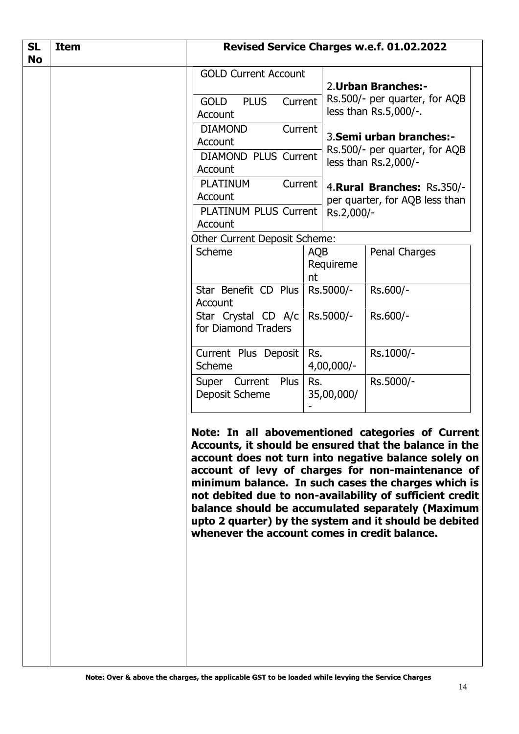| SL No | Item | Revised Service Charges w.e.f. 01.02.2022 |
|---|---|---|
| | | (see below) |

| Account | Charges |
|---|---|
| GOLD Current Account<br>GOLD PLUS Current Account<br>DIAMOND Current Account<br>DIAMOND PLUS Current Account<br>PLATINUM Current Account<br>PLATINUM PLUS Current Account | 2.**Urban Branches:-** Rs.500/- per quarter, for AQB less than Rs.5,000/-.<br><br>3.**Semi urban branches:-** Rs.500/- per quarter, for AQB less than Rs.2,000/-<br><br>4.**Rural Branches:** Rs.350/- per quarter, for AQB less than Rs.2,000/- |

Other Current Deposit Scheme:

| Scheme | AQB Requirement | Penal Charges |
|---|---|---|
| Star Benefit CD Plus Account | Rs.5000/- | Rs.600/- |
| Star Crystal CD A/c for Diamond Traders | Rs.5000/- | Rs.600/- |
| Current Plus Deposit Scheme | Rs. 4,00,000/- | Rs.1000/- |
| Super Current Plus Deposit Scheme | Rs. 35,00,000/- | Rs.5000/- |

**Note: In all abovementioned categories of Current Accounts, it should be ensured that the balance in the account does not turn into negative balance solely on account of levy of charges for non-maintenance of minimum balance. In such cases the charges which is not debited due to non-availability of sufficient credit balance should be accumulated separately (Maximum upto 2 quarter) by the system and it should be debited whenever the account comes in credit balance.**

**Note: Over & above the charges, the applicable GST to be loaded while levying the Service Charges**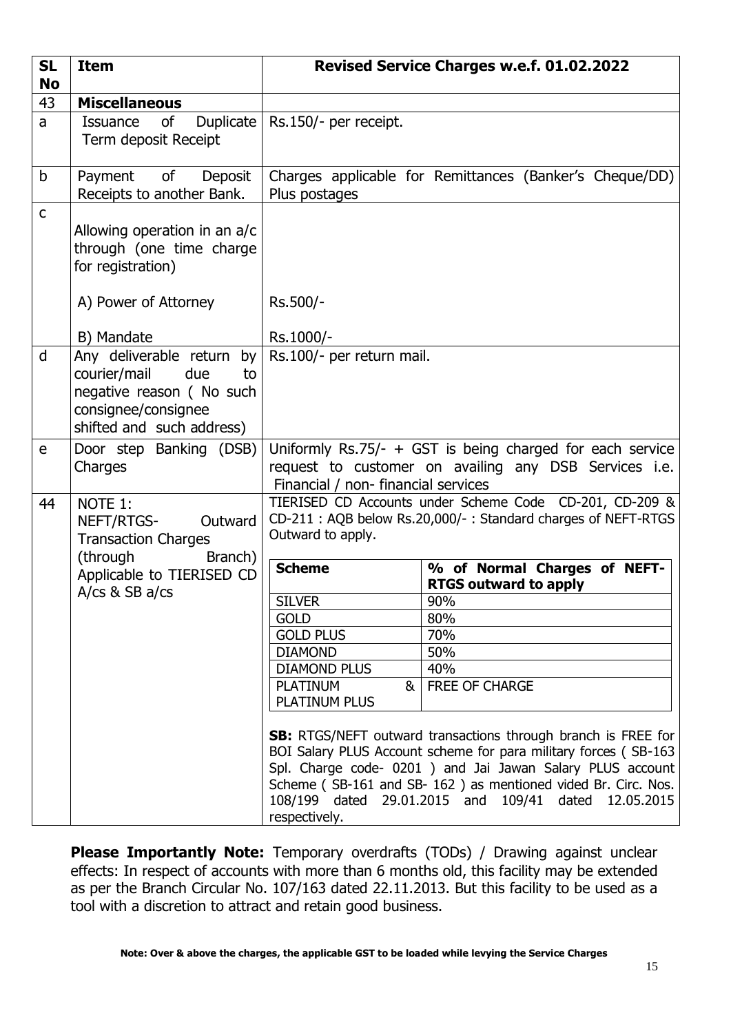| SL No | Item | Revised Service Charges w.e.f. 01.02.2022 |
|---|---|---|
| 43 | **Miscellaneous** | |
| a | Issuance of Duplicate Term deposit Receipt | Rs.150/- per receipt. |
| b | Payment of Deposit Receipts to another Bank. | Charges applicable for Remittances (Banker's Cheque/DD) Plus postages |
| c | Allowing operation in an a/c through (one time charge for registration)<br>A) Power of Attorney<br>B) Mandate | <br><br>Rs.500/-<br>Rs.1000/- |
| d | Any deliverable return by courier/mail due to negative reason ( No such consignee/consignee shifted and such address) | Rs.100/- per return mail. |
| e | Door step Banking (DSB) Charges | Uniformly Rs.75/- + GST is being charged for each service request to customer on availing any DSB Services i.e. Financial / non- financial services |
| 44 | NOTE 1:<br>NEFT/RTGS- Outward Transaction Charges (through Branch) Applicable to TIERISED CD A/cs & SB a/cs | TIERISED CD Accounts under Scheme Code CD-201, CD-209 & CD-211 : AQB below Rs.20,000/- : Standard charges of NEFT-RTGS Outward to apply.<br><br>**Scheme** — **% of Normal Charges of NEFT-RTGS outward to apply**<br>SILVER — 90%<br>GOLD — 80%<br>GOLD PLUS — 70%<br>DIAMOND — 50%<br>DIAMOND PLUS — 40%<br>PLATINUM & PLATINUM PLUS — FREE OF CHARGE<br><br>**SB:** RTGS/NEFT outward transactions through branch is FREE for BOI Salary PLUS Account scheme for para military forces ( SB-163 Spl. Charge code- 0201 ) and Jai Jawan Salary PLUS account Scheme ( SB-161 and SB- 162 ) as mentioned vided Br. Circ. Nos. 108/199 dated 29.01.2015 and 109/41 dated 12.05.2015 respectively. |

**Please Importantly Note:** Temporary overdrafts (TODs) / Drawing against unclear effects: In respect of accounts with more than 6 months old, this facility may be extended as per the Branch Circular No. 107/163 dated 22.11.2013. But this facility to be used as a tool with a discretion to attract and retain good business.

**Note: Over & above the charges, the applicable GST to be loaded while levying the Service Charges**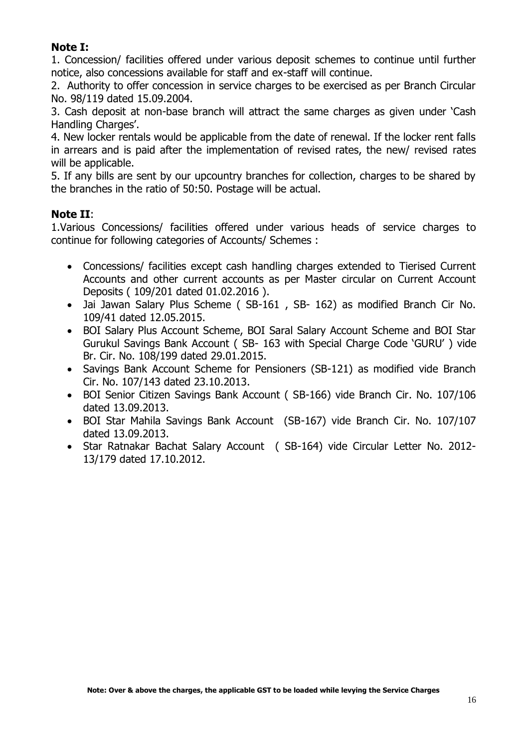**Note I:**

1. Concession/ facilities offered under various deposit schemes to continue until further notice, also concessions available for staff and ex-staff will continue.
2. Authority to offer concession in service charges to be exercised as per Branch Circular No. 98/119 dated 15.09.2004.
3. Cash deposit at non-base branch will attract the same charges as given under 'Cash Handling Charges'.
4. New locker rentals would be applicable from the date of renewal. If the locker rent falls in arrears and is paid after the implementation of revised rates, the new/ revised rates will be applicable.
5. If any bills are sent by our upcountry branches for collection, charges to be shared by the branches in the ratio of 50:50. Postage will be actual.

**Note II**:

1.Various Concessions/ facilities offered under various heads of service charges to continue for following categories of Accounts/ Schemes :

- Concessions/ facilities except cash handling charges extended to Tierised Current Accounts and other current accounts as per Master circular on Current Account Deposits ( 109/201 dated 01.02.2016 ).
- Jai Jawan Salary Plus Scheme ( SB-161 , SB- 162) as modified Branch Cir No. 109/41 dated 12.05.2015.
- BOI Salary Plus Account Scheme, BOI Saral Salary Account Scheme and BOI Star Gurukul Savings Bank Account ( SB- 163 with Special Charge Code 'GURU' ) vide Br. Cir. No. 108/199 dated 29.01.2015.
- Savings Bank Account Scheme for Pensioners (SB-121) as modified vide Branch Cir. No. 107/143 dated 23.10.2013.
- BOI Senior Citizen Savings Bank Account ( SB-166) vide Branch Cir. No. 107/106 dated 13.09.2013.
- BOI Star Mahila Savings Bank Account (SB-167) vide Branch Cir. No. 107/107 dated 13.09.2013.
- Star Ratnakar Bachat Salary Account ( SB-164) vide Circular Letter No. 2012-13/179 dated 17.10.2012.

**Note: Over & above the charges, the applicable GST to be loaded while levying the Service Charges**